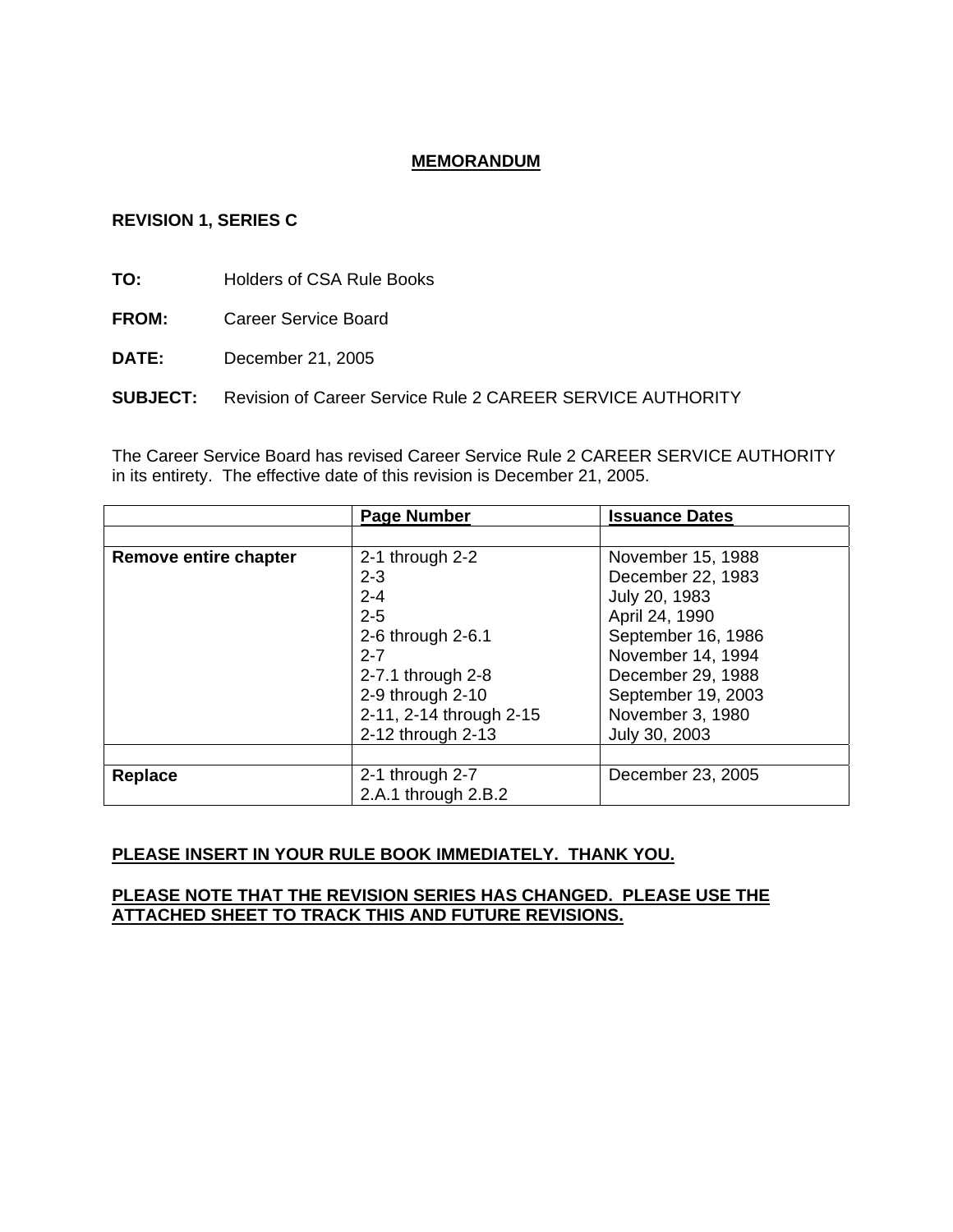# MEMORANDUM

**REVISION 1, SERIES C**

**TO:** Holders of CSA Rule Books

**FROM:** Career Service Board

**DATE:** December 21, 2005

**SUBJECT:** Revision of Career Service Rule 2 CAREER SERVICE AUTHORITY

The Career Service Board has revised Career Service Rule 2 CAREER SERVICE AUTHORITY in its entirety. The effective date of this revision is December 21, 2005.

| | Page Number | Issuance Dates |
|---|---|---|
| | | |
| **Remove entire chapter** | 2-1 through 2-2<br>2-3<br>2-4<br>2-5<br>2-6 through 2-6.1<br>2-7<br>2-7.1 through 2-8<br>2-9 through 2-10<br>2-11, 2-14 through 2-15<br>2-12 through 2-13 | November 15, 1988<br>December 22, 1983<br>July 20, 1983<br>April 24, 1990<br>September 16, 1986<br>November 14, 1994<br>December 29, 1988<br>September 19, 2003<br>November 3, 1980<br>July 30, 2003 |
| | | |
| **Replace** | 2-1 through 2-7<br>2.A.1 through 2.B.2 | December 23, 2005 |

**PLEASE INSERT IN YOUR RULE BOOK IMMEDIATELY. THANK YOU.**

**PLEASE NOTE THAT THE REVISION SERIES HAS CHANGED. PLEASE USE THE ATTACHED SHEET TO TRACK THIS AND FUTURE REVISIONS.**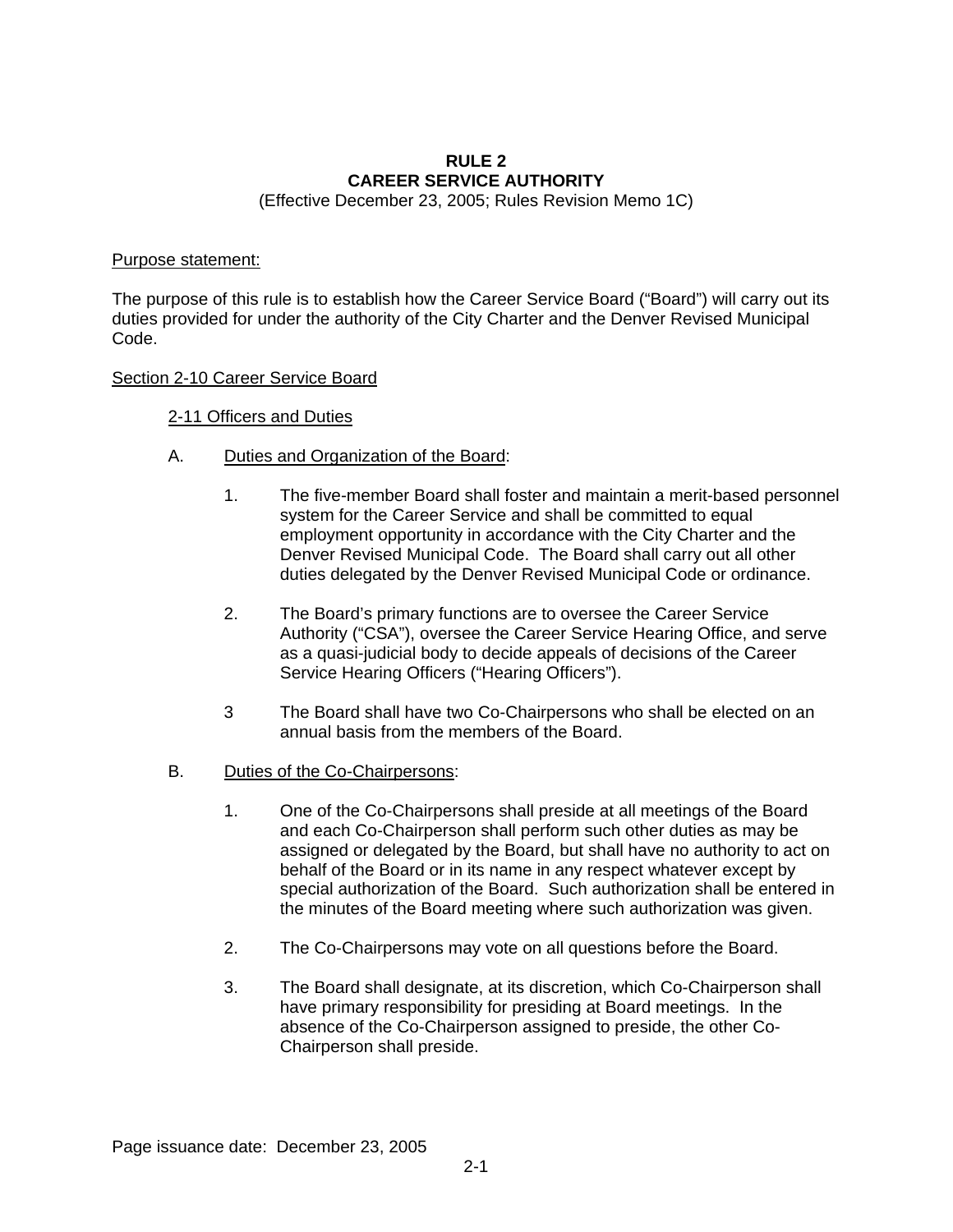# RULE 2
# CAREER SERVICE AUTHORITY

(Effective December 23, 2005; Rules Revision Memo 1C)

Purpose statement:

The purpose of this rule is to establish how the Career Service Board ("Board") will carry out its duties provided for under the authority of the City Charter and the Denver Revised Municipal Code.

## Section 2-10 Career Service Board

### 2-11 Officers and Duties

A. Duties and Organization of the Board:

1. The five-member Board shall foster and maintain a merit-based personnel system for the Career Service and shall be committed to equal employment opportunity in accordance with the City Charter and the Denver Revised Municipal Code. The Board shall carry out all other duties delegated by the Denver Revised Municipal Code or ordinance.

2. The Board's primary functions are to oversee the Career Service Authority ("CSA"), oversee the Career Service Hearing Office, and serve as a quasi-judicial body to decide appeals of decisions of the Career Service Hearing Officers ("Hearing Officers").

3 The Board shall have two Co-Chairpersons who shall be elected on an annual basis from the members of the Board.

B. Duties of the Co-Chairpersons:

1. One of the Co-Chairpersons shall preside at all meetings of the Board and each Co-Chairperson shall perform such other duties as may be assigned or delegated by the Board, but shall have no authority to act on behalf of the Board or in its name in any respect whatever except by special authorization of the Board. Such authorization shall be entered in the minutes of the Board meeting where such authorization was given.

2. The Co-Chairpersons may vote on all questions before the Board.

3. The Board shall designate, at its discretion, which Co-Chairperson shall have primary responsibility for presiding at Board meetings. In the absence of the Co-Chairperson assigned to preside, the other Co-Chairperson shall preside.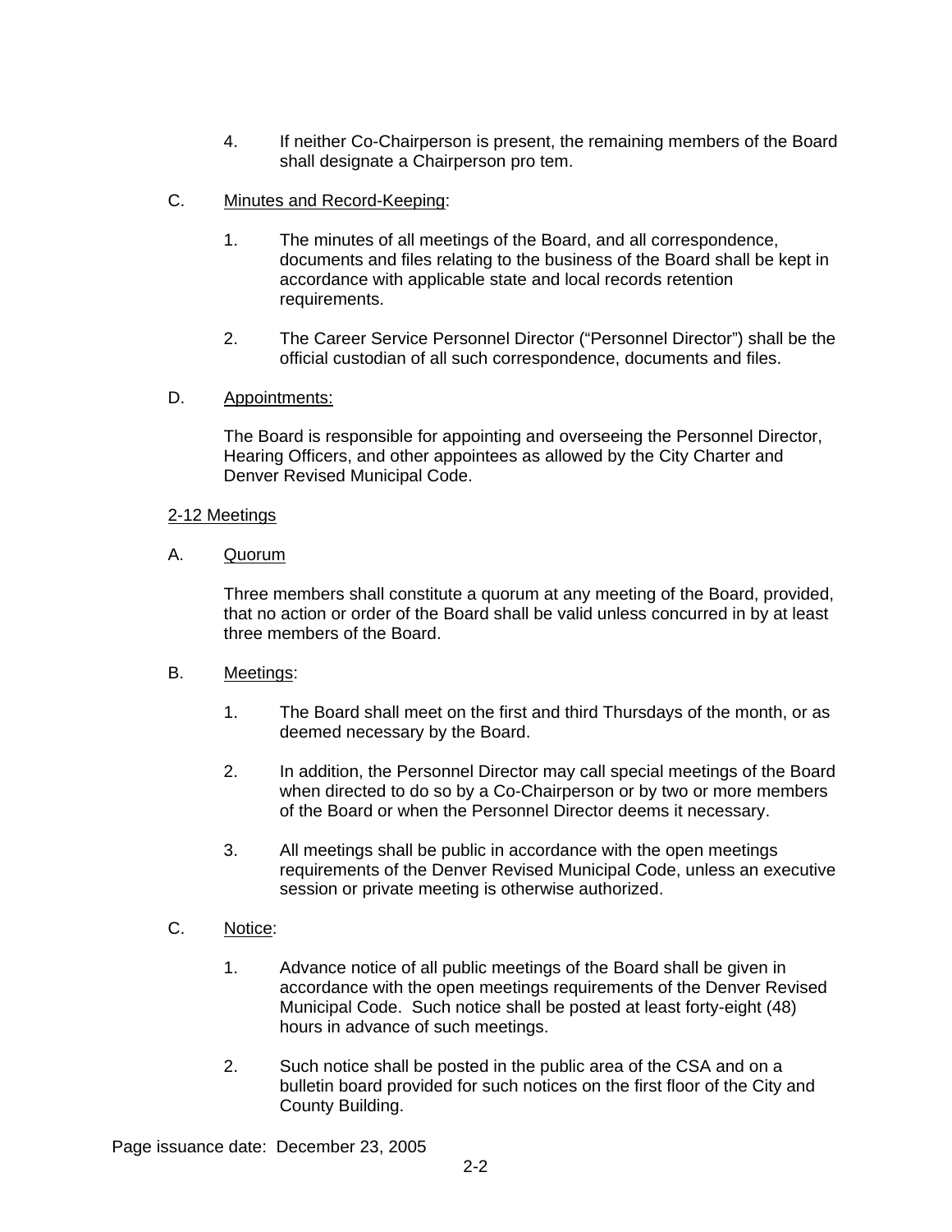4. If neither Co-Chairperson is present, the remaining members of the Board shall designate a Chairperson pro tem.

C. Minutes and Record-Keeping:

1. The minutes of all meetings of the Board, and all correspondence, documents and files relating to the business of the Board shall be kept in accordance with applicable state and local records retention requirements.

2. The Career Service Personnel Director ("Personnel Director") shall be the official custodian of all such correspondence, documents and files.

D. Appointments:

The Board is responsible for appointing and overseeing the Personnel Director, Hearing Officers, and other appointees as allowed by the City Charter and Denver Revised Municipal Code.

## 2-12 Meetings

A. Quorum

Three members shall constitute a quorum at any meeting of the Board, provided, that no action or order of the Board shall be valid unless concurred in by at least three members of the Board.

B. Meetings:

1. The Board shall meet on the first and third Thursdays of the month, or as deemed necessary by the Board.

2. In addition, the Personnel Director may call special meetings of the Board when directed to do so by a Co-Chairperson or by two or more members of the Board or when the Personnel Director deems it necessary.

3. All meetings shall be public in accordance with the open meetings requirements of the Denver Revised Municipal Code, unless an executive session or private meeting is otherwise authorized.

C. Notice:

1. Advance notice of all public meetings of the Board shall be given in accordance with the open meetings requirements of the Denver Revised Municipal Code. Such notice shall be posted at least forty-eight (48) hours in advance of such meetings.

2. Such notice shall be posted in the public area of the CSA and on a bulletin board provided for such notices on the first floor of the City and County Building.

Page issuance date: December 23, 2005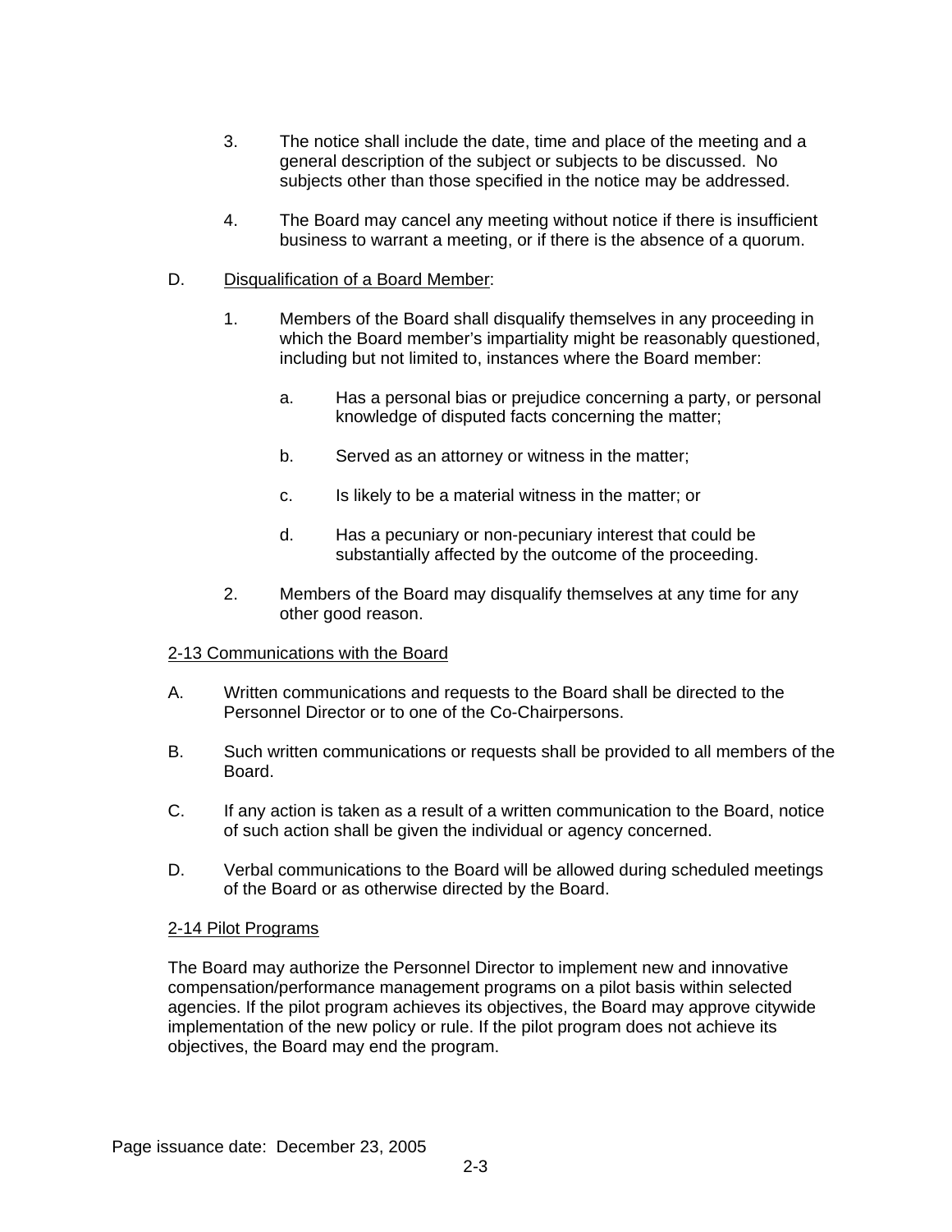3. The notice shall include the date, time and place of the meeting and a general description of the subject or subjects to be discussed. No subjects other than those specified in the notice may be addressed.

4. The Board may cancel any meeting without notice if there is insufficient business to warrant a meeting, or if there is the absence of a quorum.

D. Disqualification of a Board Member:

1. Members of the Board shall disqualify themselves in any proceeding in which the Board member's impartiality might be reasonably questioned, including but not limited to, instances where the Board member:

   a. Has a personal bias or prejudice concerning a party, or personal knowledge of disputed facts concerning the matter;

   b. Served as an attorney or witness in the matter;

   c. Is likely to be a material witness in the matter; or

   d. Has a pecuniary or non-pecuniary interest that could be substantially affected by the outcome of the proceeding.

2. Members of the Board may disqualify themselves at any time for any other good reason.

## 2-13 Communications with the Board

A. Written communications and requests to the Board shall be directed to the Personnel Director or to one of the Co-Chairpersons.

B. Such written communications or requests shall be provided to all members of the Board.

C. If any action is taken as a result of a written communication to the Board, notice of such action shall be given the individual or agency concerned.

D. Verbal communications to the Board will be allowed during scheduled meetings of the Board or as otherwise directed by the Board.

## 2-14 Pilot Programs

The Board may authorize the Personnel Director to implement new and innovative compensation/performance management programs on a pilot basis within selected agencies. If the pilot program achieves its objectives, the Board may approve citywide implementation of the new policy or rule. If the pilot program does not achieve its objectives, the Board may end the program.

Page issuance date: December 23, 2005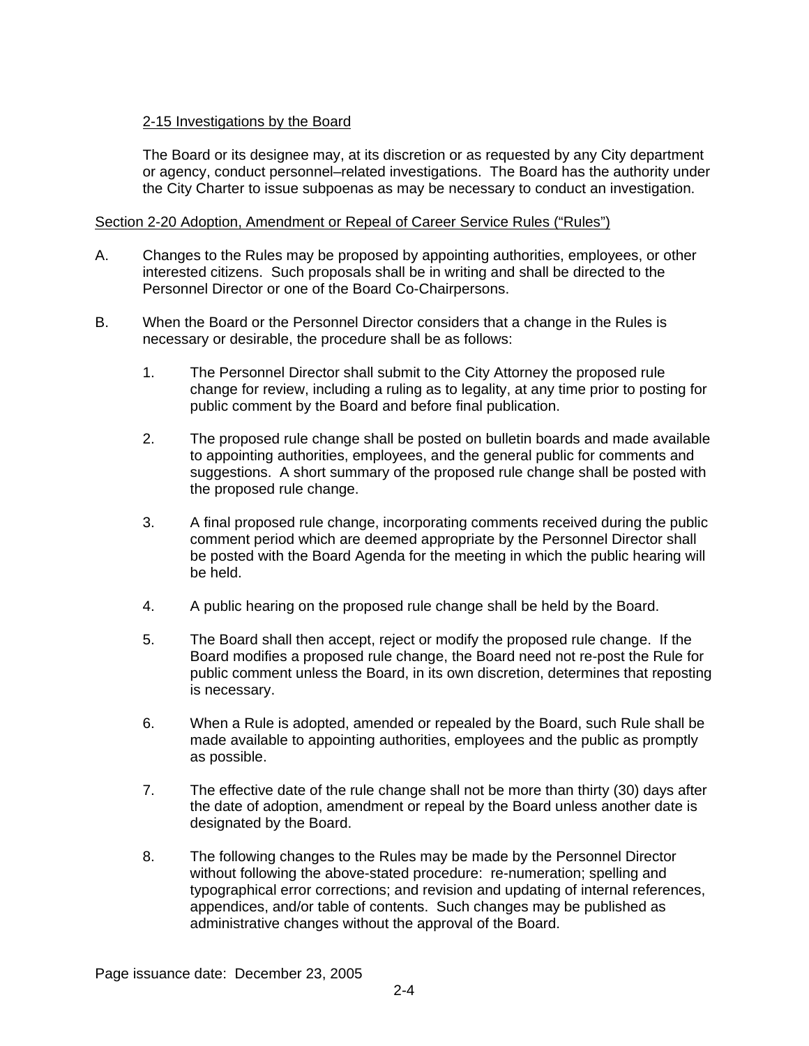2-15 Investigations by the Board

The Board or its designee may, at its discretion or as requested by any City department or agency, conduct personnel–related investigations. The Board has the authority under the City Charter to issue subpoenas as may be necessary to conduct an investigation.

Section 2-20 Adoption, Amendment or Repeal of Career Service Rules ("Rules")

A. Changes to the Rules may be proposed by appointing authorities, employees, or other interested citizens. Such proposals shall be in writing and shall be directed to the Personnel Director or one of the Board Co-Chairpersons.

B. When the Board or the Personnel Director considers that a change in the Rules is necessary or desirable, the procedure shall be as follows:

1. The Personnel Director shall submit to the City Attorney the proposed rule change for review, including a ruling as to legality, at any time prior to posting for public comment by the Board and before final publication.

2. The proposed rule change shall be posted on bulletin boards and made available to appointing authorities, employees, and the general public for comments and suggestions. A short summary of the proposed rule change shall be posted with the proposed rule change.

3. A final proposed rule change, incorporating comments received during the public comment period which are deemed appropriate by the Personnel Director shall be posted with the Board Agenda for the meeting in which the public hearing will be held.

4. A public hearing on the proposed rule change shall be held by the Board.

5. The Board shall then accept, reject or modify the proposed rule change. If the Board modifies a proposed rule change, the Board need not re-post the Rule for public comment unless the Board, in its own discretion, determines that reposting is necessary.

6. When a Rule is adopted, amended or repealed by the Board, such Rule shall be made available to appointing authorities, employees and the public as promptly as possible.

7. The effective date of the rule change shall not be more than thirty (30) days after the date of adoption, amendment or repeal by the Board unless another date is designated by the Board.

8. The following changes to the Rules may be made by the Personnel Director without following the above-stated procedure: re-numeration; spelling and typographical error corrections; and revision and updating of internal references, appendices, and/or table of contents. Such changes may be published as administrative changes without the approval of the Board.

Page issuance date: December 23, 2005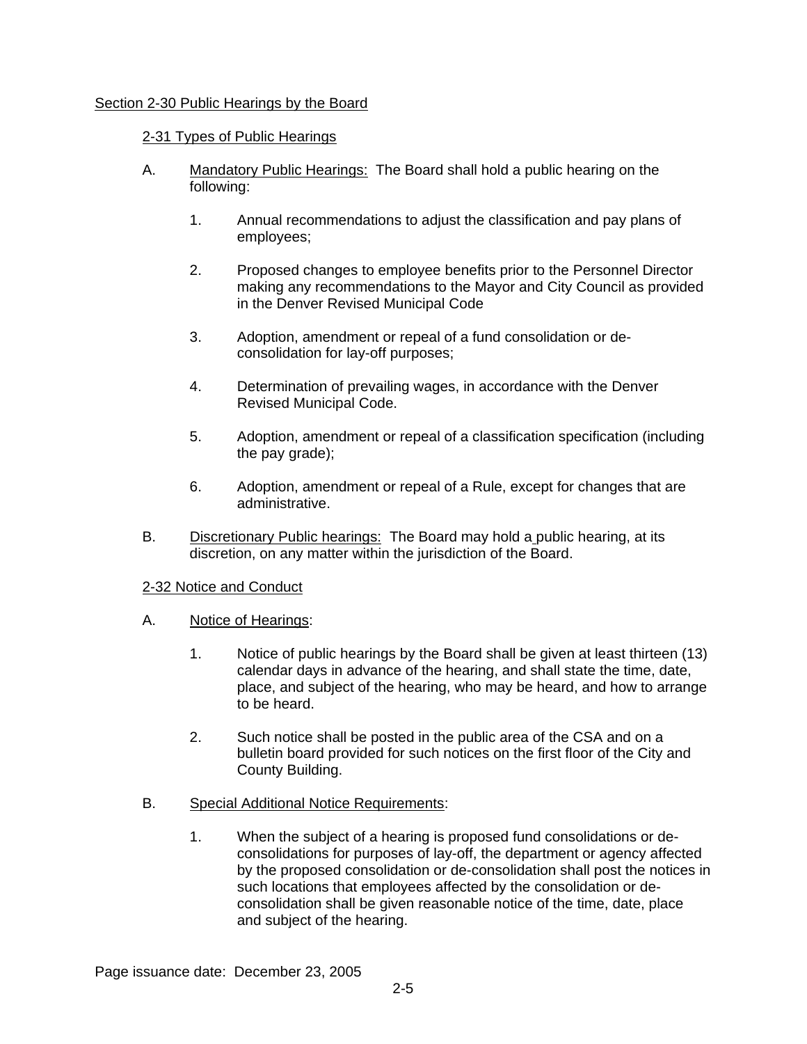## Section 2-30 Public Hearings by the Board

### 2-31 Types of Public Hearings

A. Mandatory Public Hearings: The Board shall hold a public hearing on the following:

1. Annual recommendations to adjust the classification and pay plans of employees;

2. Proposed changes to employee benefits prior to the Personnel Director making any recommendations to the Mayor and City Council as provided in the Denver Revised Municipal Code

3. Adoption, amendment or repeal of a fund consolidation or de-consolidation for lay-off purposes;

4. Determination of prevailing wages, in accordance with the Denver Revised Municipal Code.

5. Adoption, amendment or repeal of a classification specification (including the pay grade);

6. Adoption, amendment or repeal of a Rule, except for changes that are administrative.

B. Discretionary Public hearings: The Board may hold a public hearing, at its discretion, on any matter within the jurisdiction of the Board.

### 2-32 Notice and Conduct

A. Notice of Hearings:

1. Notice of public hearings by the Board shall be given at least thirteen (13) calendar days in advance of the hearing, and shall state the time, date, place, and subject of the hearing, who may be heard, and how to arrange to be heard.

2. Such notice shall be posted in the public area of the CSA and on a bulletin board provided for such notices on the first floor of the City and County Building.

B. Special Additional Notice Requirements:

1. When the subject of a hearing is proposed fund consolidations or de-consolidations for purposes of lay-off, the department or agency affected by the proposed consolidation or de-consolidation shall post the notices in such locations that employees affected by the consolidation or de-consolidation shall be given reasonable notice of the time, date, place and subject of the hearing.

Page issuance date: December 23, 2005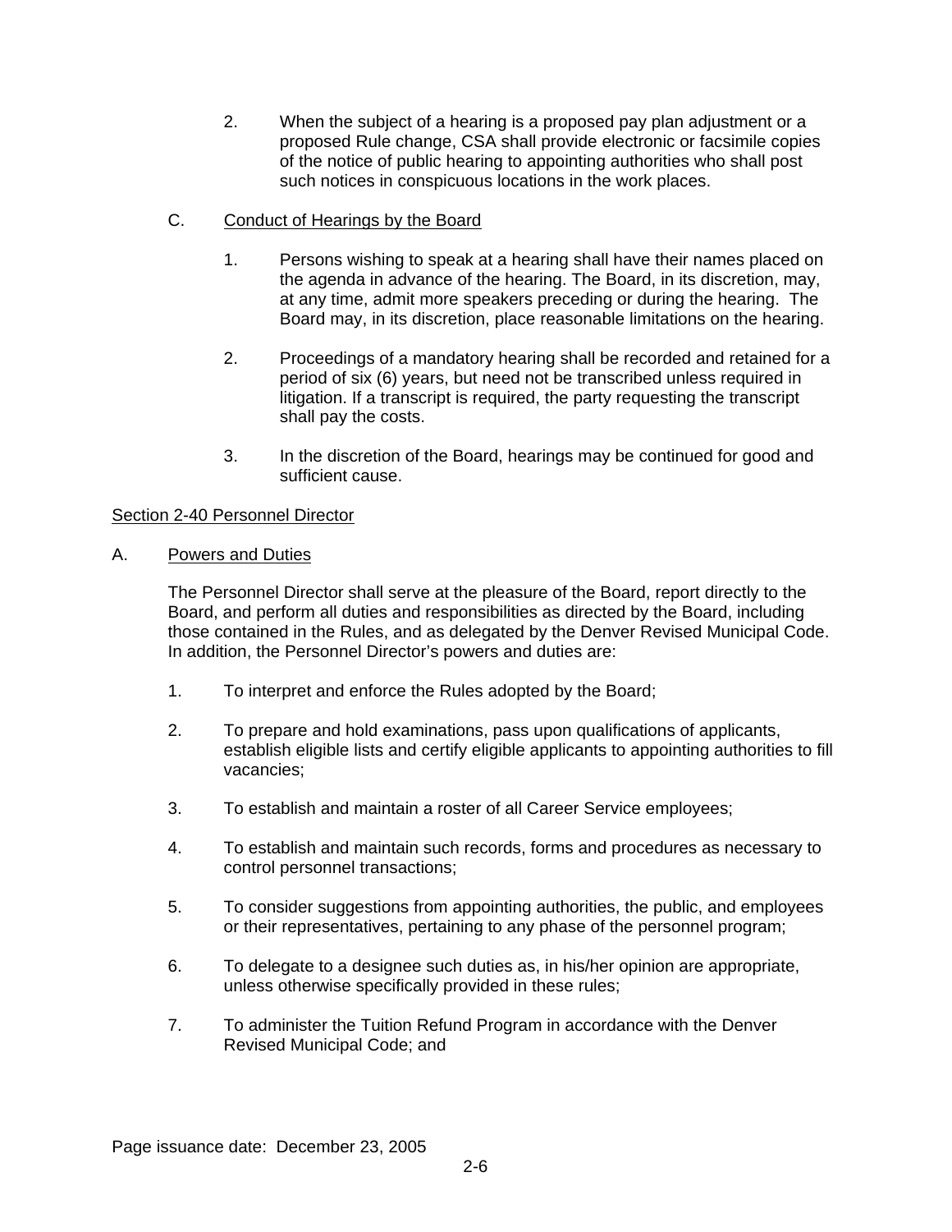2. When the subject of a hearing is a proposed pay plan adjustment or a proposed Rule change, CSA shall provide electronic or facsimile copies of the notice of public hearing to appointing authorities who shall post such notices in conspicuous locations in the work places.

C. Conduct of Hearings by the Board

1. Persons wishing to speak at a hearing shall have their names placed on the agenda in advance of the hearing. The Board, in its discretion, may, at any time, admit more speakers preceding or during the hearing. The Board may, in its discretion, place reasonable limitations on the hearing.

2. Proceedings of a mandatory hearing shall be recorded and retained for a period of six (6) years, but need not be transcribed unless required in litigation. If a transcript is required, the party requesting the transcript shall pay the costs.

3. In the discretion of the Board, hearings may be continued for good and sufficient cause.

## Section 2-40 Personnel Director

A. Powers and Duties

The Personnel Director shall serve at the pleasure of the Board, report directly to the Board, and perform all duties and responsibilities as directed by the Board, including those contained in the Rules, and as delegated by the Denver Revised Municipal Code. In addition, the Personnel Director's powers and duties are:

1. To interpret and enforce the Rules adopted by the Board;

2. To prepare and hold examinations, pass upon qualifications of applicants, establish eligible lists and certify eligible applicants to appointing authorities to fill vacancies;

3. To establish and maintain a roster of all Career Service employees;

4. To establish and maintain such records, forms and procedures as necessary to control personnel transactions;

5. To consider suggestions from appointing authorities, the public, and employees or their representatives, pertaining to any phase of the personnel program;

6. To delegate to a designee such duties as, in his/her opinion are appropriate, unless otherwise specifically provided in these rules;

7. To administer the Tuition Refund Program in accordance with the Denver Revised Municipal Code; and

Page issuance date: December 23, 2005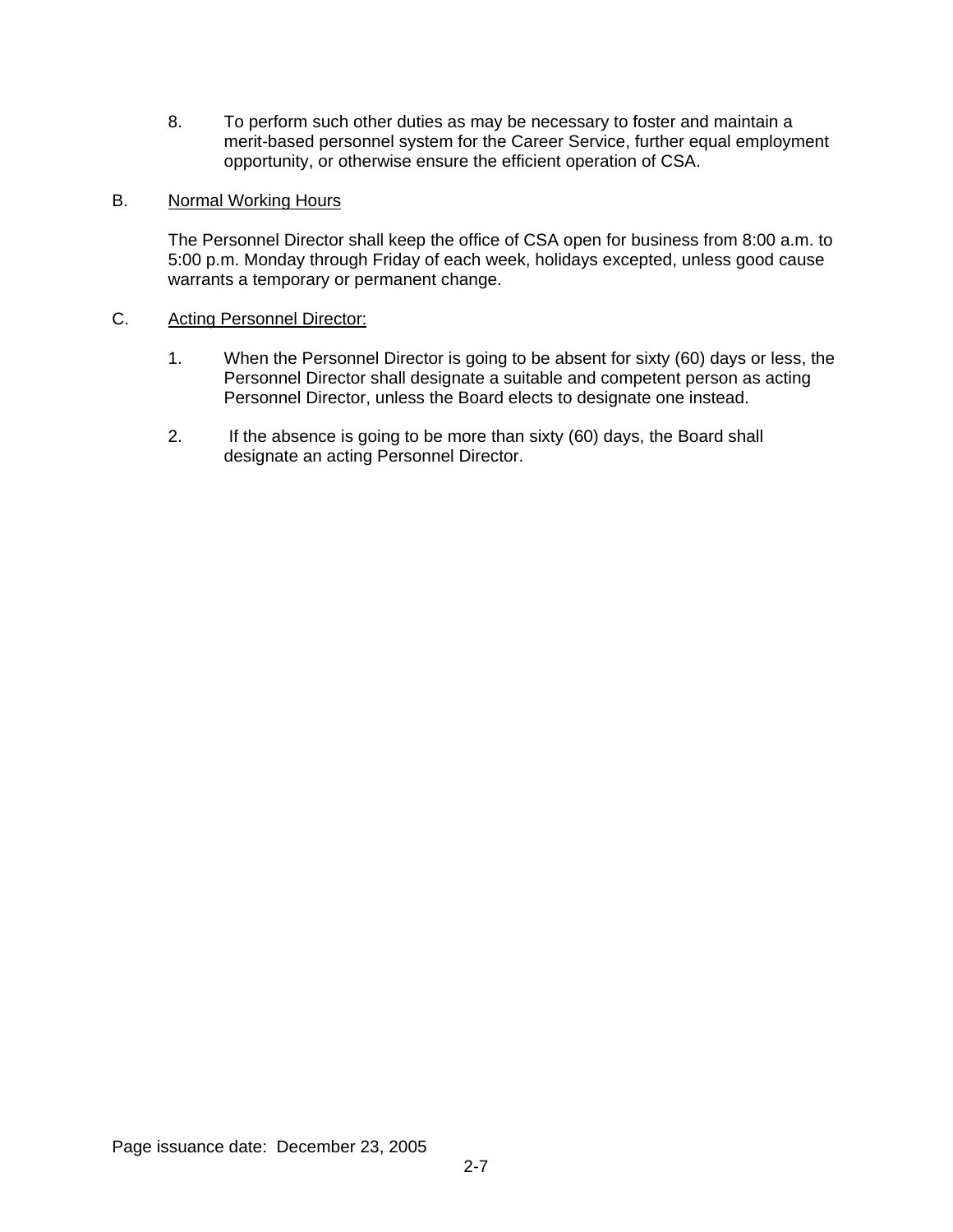8. To perform such other duties as may be necessary to foster and maintain a merit-based personnel system for the Career Service, further equal employment opportunity, or otherwise ensure the efficient operation of CSA.

B. Normal Working Hours

The Personnel Director shall keep the office of CSA open for business from 8:00 a.m. to 5:00 p.m. Monday through Friday of each week, holidays excepted, unless good cause warrants a temporary or permanent change.

C. Acting Personnel Director:

1. When the Personnel Director is going to be absent for sixty (60) days or less, the Personnel Director shall designate a suitable and competent person as acting Personnel Director, unless the Board elects to designate one instead.

2. If the absence is going to be more than sixty (60) days, the Board shall designate an acting Personnel Director.

Page issuance date: December 23, 2005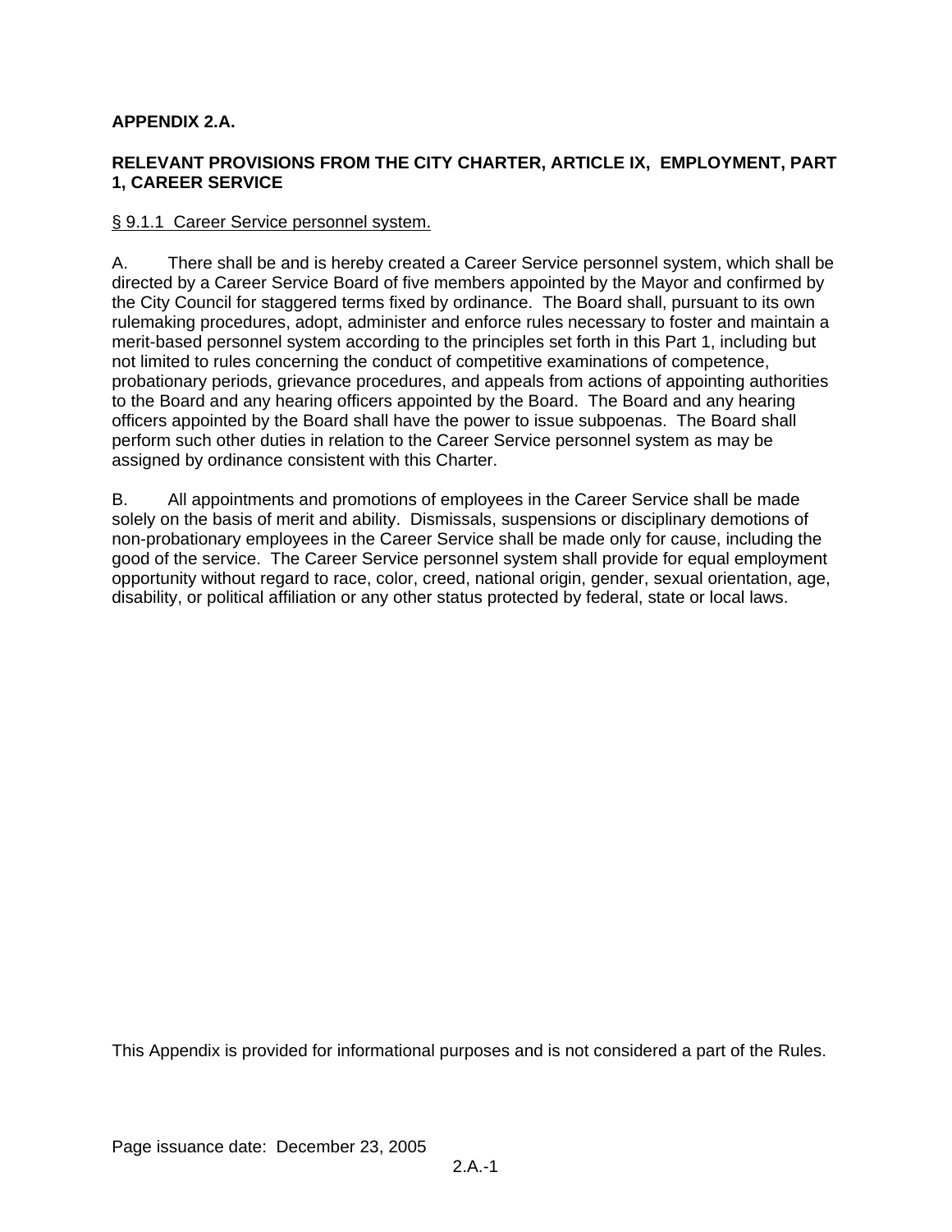**APPENDIX 2.A.**

**RELEVANT PROVISIONS FROM THE CITY CHARTER, ARTICLE IX, EMPLOYMENT, PART 1, CAREER SERVICE**

§ 9.1.1 Career Service personnel system.

A. There shall be and is hereby created a Career Service personnel system, which shall be directed by a Career Service Board of five members appointed by the Mayor and confirmed by the City Council for staggered terms fixed by ordinance. The Board shall, pursuant to its own rulemaking procedures, adopt, administer and enforce rules necessary to foster and maintain a merit-based personnel system according to the principles set forth in this Part 1, including but not limited to rules concerning the conduct of competitive examinations of competence, probationary periods, grievance procedures, and appeals from actions of appointing authorities to the Board and any hearing officers appointed by the Board. The Board and any hearing officers appointed by the Board shall have the power to issue subpoenas. The Board shall perform such other duties in relation to the Career Service personnel system as may be assigned by ordinance consistent with this Charter.

B. All appointments and promotions of employees in the Career Service shall be made solely on the basis of merit and ability. Dismissals, suspensions or disciplinary demotions of non-probationary employees in the Career Service shall be made only for cause, including the good of the service. The Career Service personnel system shall provide for equal employment opportunity without regard to race, color, creed, national origin, gender, sexual orientation, age, disability, or political affiliation or any other status protected by federal, state or local laws.

This Appendix is provided for informational purposes and is not considered a part of the Rules.

Page issuance date: December 23, 2005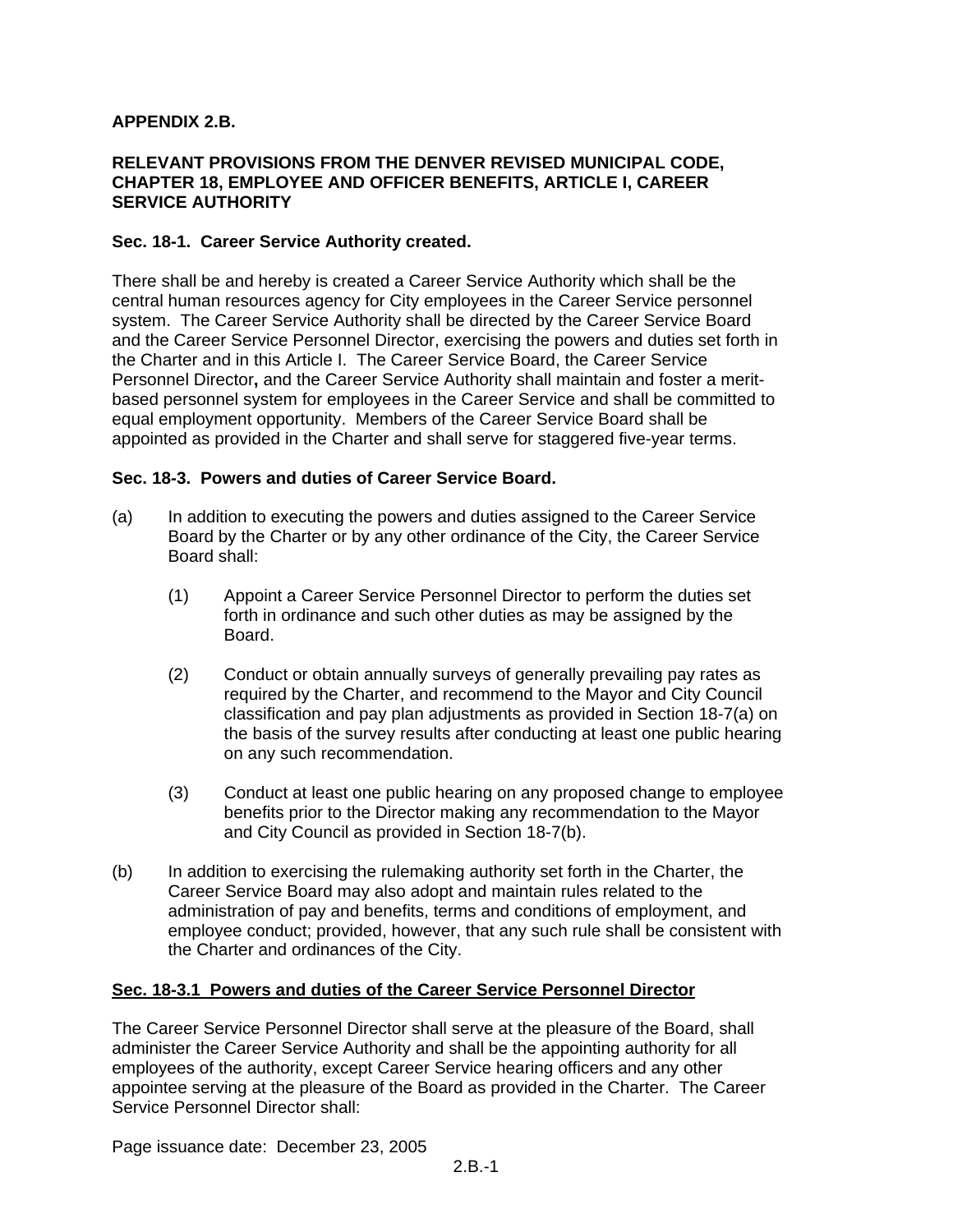**APPENDIX 2.B.**

**RELEVANT PROVISIONS FROM THE DENVER REVISED MUNICIPAL CODE, CHAPTER 18, EMPLOYEE AND OFFICER BENEFITS, ARTICLE I, CAREER SERVICE AUTHORITY**

**Sec. 18-1. Career Service Authority created.**

There shall be and hereby is created a Career Service Authority which shall be the central human resources agency for City employees in the Career Service personnel system. The Career Service Authority shall be directed by the Career Service Board and the Career Service Personnel Director, exercising the powers and duties set forth in the Charter and in this Article I. The Career Service Board, the Career Service Personnel Director**,** and the Career Service Authority shall maintain and foster a merit-based personnel system for employees in the Career Service and shall be committed to equal employment opportunity. Members of the Career Service Board shall be appointed as provided in the Charter and shall serve for staggered five-year terms.

**Sec. 18-3. Powers and duties of Career Service Board.**

(a) In addition to executing the powers and duties assigned to the Career Service Board by the Charter or by any other ordinance of the City, the Career Service Board shall:

(1) Appoint a Career Service Personnel Director to perform the duties set forth in ordinance and such other duties as may be assigned by the Board.

(2) Conduct or obtain annually surveys of generally prevailing pay rates as required by the Charter, and recommend to the Mayor and City Council classification and pay plan adjustments as provided in Section 18-7(a) on the basis of the survey results after conducting at least one public hearing on any such recommendation.

(3) Conduct at least one public hearing on any proposed change to employee benefits prior to the Director making any recommendation to the Mayor and City Council as provided in Section 18-7(b).

(b) In addition to exercising the rulemaking authority set forth in the Charter, the Career Service Board may also adopt and maintain rules related to the administration of pay and benefits, terms and conditions of employment, and employee conduct; provided, however, that any such rule shall be consistent with the Charter and ordinances of the City.

**Sec. 18-3.1 Powers and duties of the Career Service Personnel Director**

The Career Service Personnel Director shall serve at the pleasure of the Board, shall administer the Career Service Authority and shall be the appointing authority for all employees of the authority, except Career Service hearing officers and any other appointee serving at the pleasure of the Board as provided in the Charter. The Career Service Personnel Director shall:

Page issuance date: December 23, 2005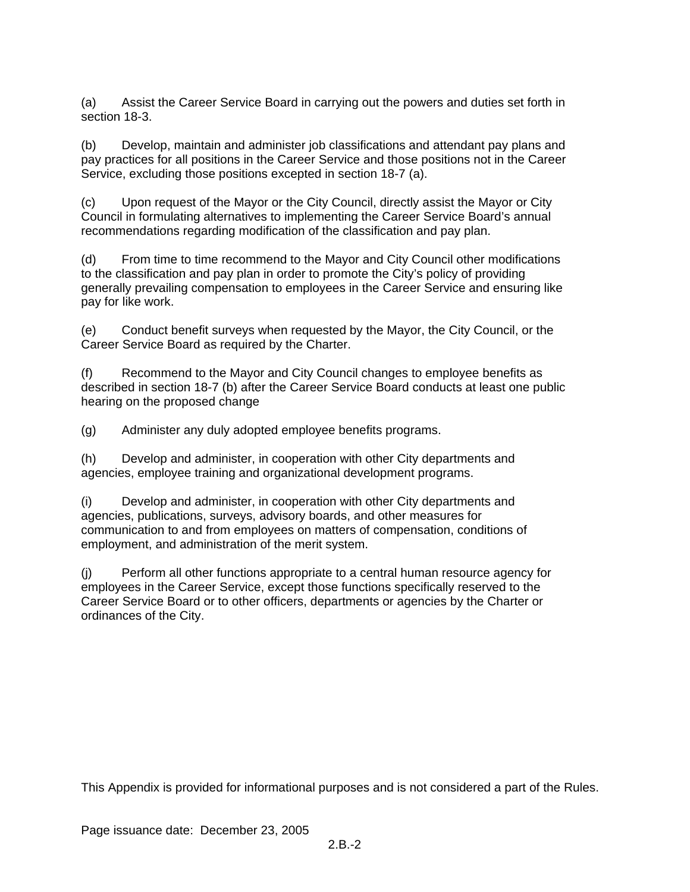(a) Assist the Career Service Board in carrying out the powers and duties set forth in section 18-3.

(b) Develop, maintain and administer job classifications and attendant pay plans and pay practices for all positions in the Career Service and those positions not in the Career Service, excluding those positions excepted in section 18-7 (a).

(c) Upon request of the Mayor or the City Council, directly assist the Mayor or City Council in formulating alternatives to implementing the Career Service Board's annual recommendations regarding modification of the classification and pay plan.

(d) From time to time recommend to the Mayor and City Council other modifications to the classification and pay plan in order to promote the City's policy of providing generally prevailing compensation to employees in the Career Service and ensuring like pay for like work.

(e) Conduct benefit surveys when requested by the Mayor, the City Council, or the Career Service Board as required by the Charter.

(f) Recommend to the Mayor and City Council changes to employee benefits as described in section 18-7 (b) after the Career Service Board conducts at least one public hearing on the proposed change

(g) Administer any duly adopted employee benefits programs.

(h) Develop and administer, in cooperation with other City departments and agencies, employee training and organizational development programs.

(i) Develop and administer, in cooperation with other City departments and agencies, publications, surveys, advisory boards, and other measures for communication to and from employees on matters of compensation, conditions of employment, and administration of the merit system.

(j) Perform all other functions appropriate to a central human resource agency for employees in the Career Service, except those functions specifically reserved to the Career Service Board or to other officers, departments or agencies by the Charter or ordinances of the City.

This Appendix is provided for informational purposes and is not considered a part of the Rules.

Page issuance date: December 23, 2005